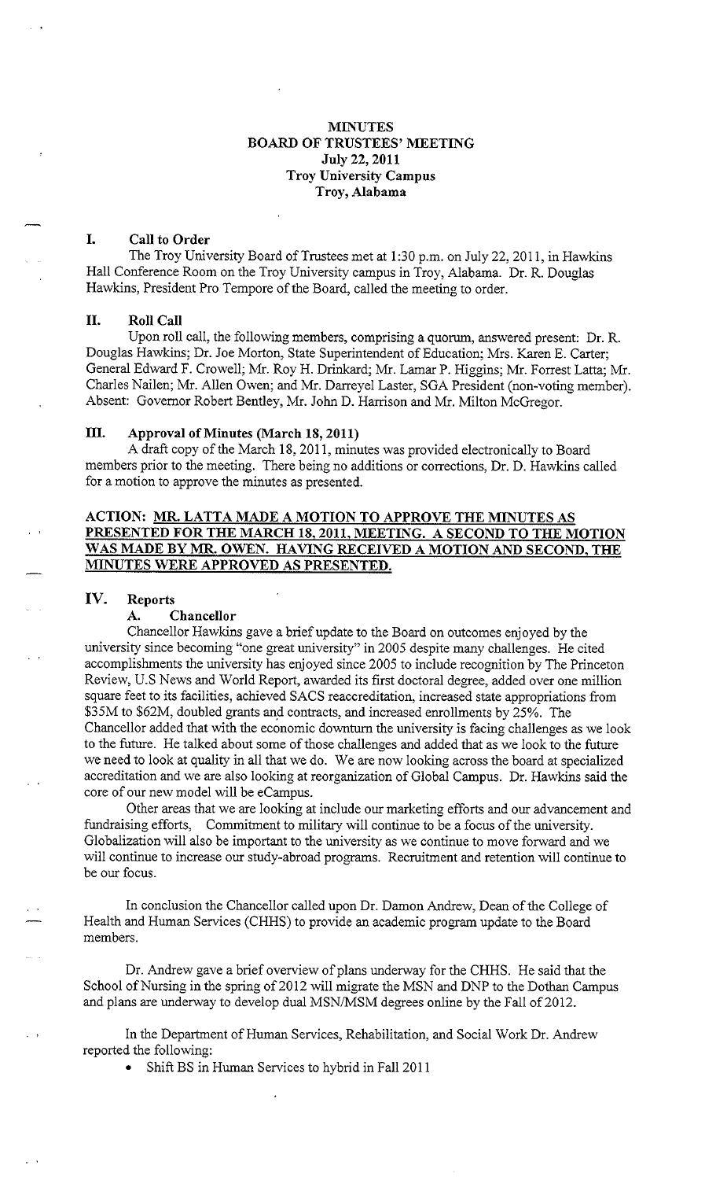# MINUTES
## BOARD OF TRUSTEES' MEETING
### July 22, 2011
### Troy University Campus
### Troy, Alabama

## I. Call to Order

The Troy University Board of Trustees met at 1:30 p.m. on July 22, 2011, in Hawkins Hall Conference Room on the Troy University campus in Troy, Alabama. Dr. R. Douglas Hawkins, President Pro Tempore of the Board, called the meeting to order.

## II. Roll Call

Upon roll call, the following members, comprising a quorum, answered present: Dr. R. Douglas Hawkins; Dr. Joe Morton, State Superintendent of Education; Mrs. Karen E. Carter; General Edward F. Crowell; Mr. Roy H. Drinkard; Mr. Lamar P. Higgins; Mr. Forrest Latta; Mr. Charles Nailen; Mr. Allen Owen; and Mr. Darreyel Laster, SGA President (non-voting member). Absent: Governor Robert Bentley, Mr. John D. Harrison and Mr. Milton McGregor.

## III. Approval of Minutes (March 18, 2011)

A draft copy of the March 18, 2011, minutes was provided electronically to Board members prior to the meeting. There being no additions or corrections, Dr. D. Hawkins called for a motion to approve the minutes as presented.

**ACTION: MR. LATTA MADE A MOTION TO APPROVE THE MINUTES AS PRESENTED FOR THE MARCH 18, 2011, MEETING. A SECOND TO THE MOTION WAS MADE BY MR. OWEN. HAVING RECEIVED A MOTION AND SECOND, THE MINUTES WERE APPROVED AS PRESENTED.**

## IV. Reports

### A. Chancellor

Chancellor Hawkins gave a brief update to the Board on outcomes enjoyed by the university since becoming "one great university" in 2005 despite many challenges. He cited accomplishments the university has enjoyed since 2005 to include recognition by The Princeton Review, U.S News and World Report, awarded its first doctoral degree, added over one million square feet to its facilities, achieved SACS reaccreditation, increased state appropriations from $35M to $62M, doubled grants and contracts, and increased enrollments by 25%. The Chancellor added that with the economic downturn the university is facing challenges as we look to the future. He talked about some of those challenges and added that as we look to the future we need to look at quality in all that we do. We are now looking across the board at specialized accreditation and we are also looking at reorganization of Global Campus. Dr. Hawkins said the core of our new model will be eCampus.

Other areas that we are looking at include our marketing efforts and our advancement and fundraising efforts, Commitment to military will continue to be a focus of the university. Globalization will also be important to the university as we continue to move forward and we will continue to increase our study-abroad programs. Recruitment and retention will continue to be our focus.

In conclusion the Chancellor called upon Dr. Damon Andrew, Dean of the College of Health and Human Services (CHHS) to provide an academic program update to the Board members.

Dr. Andrew gave a brief overview of plans underway for the CHHS. He said that the School of Nursing in the spring of 2012 will migrate the MSN and DNP to the Dothan Campus and plans are underway to develop dual MSN/MSM degrees online by the Fall of 2012.

In the Department of Human Services, Rehabilitation, and Social Work Dr. Andrew reported the following:

- Shift BS in Human Services to hybrid in Fall 2011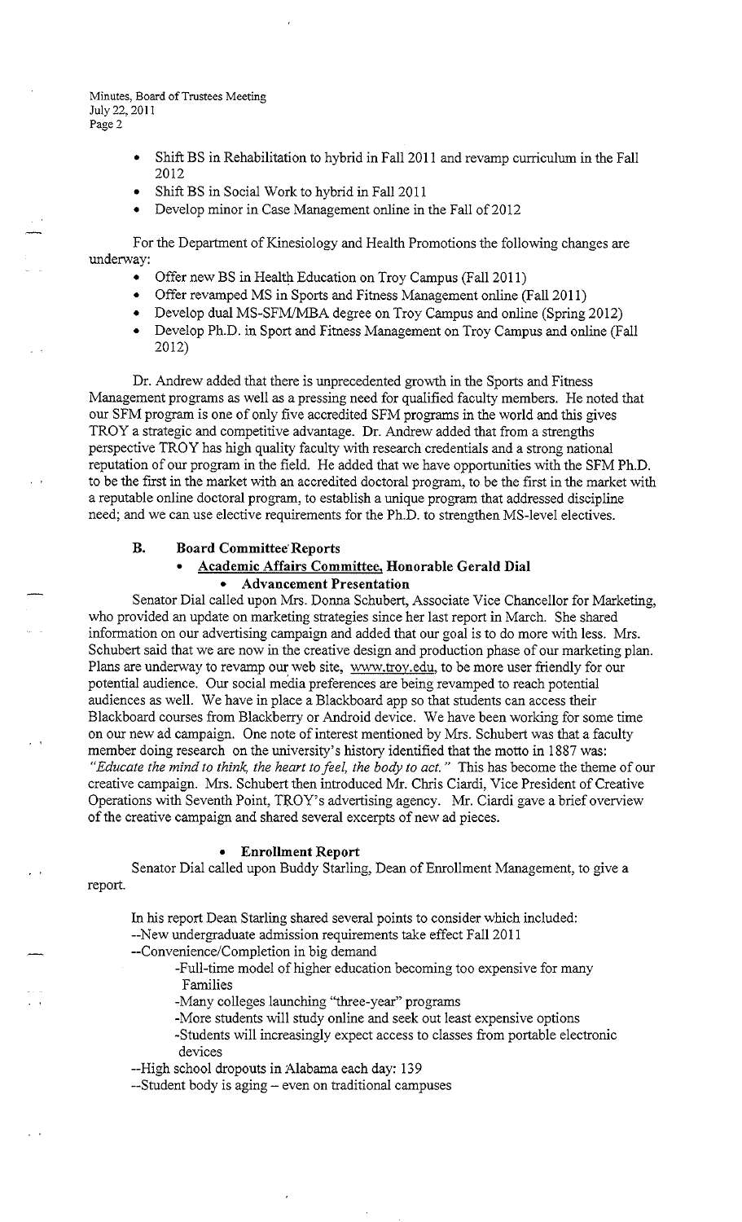- Shift BS in Rehabilitation to hybrid in Fall 2011 and revamp curriculum in the Fall 2012
- Shift BS in Social Work to hybrid in Fall 2011
- Develop minor in Case Management online in the Fall of 2012

For the Department of Kinesiology and Health Promotions the following changes are underway:

- Offer new BS in Health Education on Troy Campus (Fall 2011)
- Offer revamped MS in Sports and Fitness Management online (Fall 2011)
- Develop dual MS-SFM/MBA degree on Troy Campus and online (Spring 2012)
- Develop Ph.D. in Sport and Fitness Management on Troy Campus and online (Fall 2012)

Dr. Andrew added that there is unprecedented growth in the Sports and Fitness Management programs as well as a pressing need for qualified faculty members. He noted that our SFM program is one of only five accredited SFM programs in the world and this gives TROY a strategic and competitive advantage. Dr. Andrew added that from a strengths perspective TROY has high quality faculty with research credentials and a strong national reputation of our program in the field. He added that we have opportunities with the SFM Ph.D. to be the first in the market with an accredited doctoral program, to be the first in the market with a reputable online doctoral program, to establish a unique program that addressed discipline need; and we can use elective requirements for the Ph.D. to strengthen MS-level electives.

**B. Board Committee Reports**

- **<u>Academic Affairs Committee,</u> Honorable Gerald Dial**
  - **Advancement Presentation**

Senator Dial called upon Mrs. Donna Schubert, Associate Vice Chancellor for Marketing, who provided an update on marketing strategies since her last report in March. She shared information on our advertising campaign and added that our goal is to do more with less. Mrs. Schubert said that we are now in the creative design and production phase of our marketing plan. Plans are underway to revamp our web site, www.troy.edu, to be more user friendly for our potential audience. Our social media preferences are being revamped to reach potential audiences as well. We have in place a Blackboard app so that students can access their Blackboard courses from Blackberry or Android device. We have been working for some time on our new ad campaign. One note of interest mentioned by Mrs. Schubert was that a faculty member doing research on the university's history identified that the motto in 1887 was: *"Educate the mind to think, the heart to feel, the body to act."* This has become the theme of our creative campaign. Mrs. Schubert then introduced Mr. Chris Ciardi, Vice President of Creative Operations with Seventh Point, TROY's advertising agency. Mr. Ciardi gave a brief overview of the creative campaign and shared several excerpts of new ad pieces.

- **Enrollment Report**

Senator Dial called upon Buddy Starling, Dean of Enrollment Management, to give a report.

In his report Dean Starling shared several points to consider which included:

--New undergraduate admission requirements take effect Fall 2011

--Convenience/Completion in big demand

-Full-time model of higher education becoming too expensive for many Families

-Many colleges launching "three-year" programs

-More students will study online and seek out least expensive options

-Students will increasingly expect access to classes from portable electronic devices

--High school dropouts in Alabama each day: 139

--Student body is aging – even on traditional campuses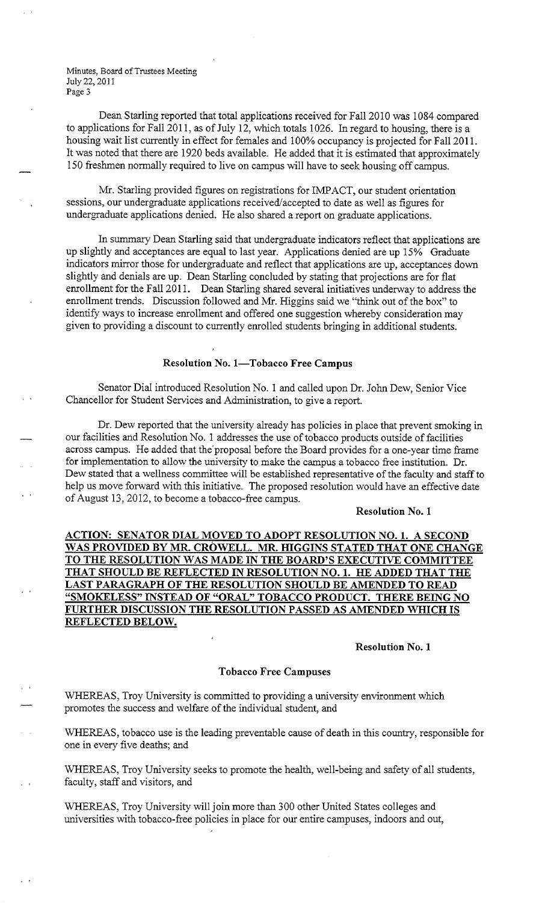Dean Starling reported that total applications received for Fall 2010 was 1084 compared to applications for Fall 2011, as of July 12, which totals 1026. In regard to housing, there is a housing wait list currently in effect for females and 100% occupancy is projected for Fall 2011. It was noted that there are 1920 beds available. He added that it is estimated that approximately 150 freshmen normally required to live on campus will have to seek housing off campus.

Mr. Starling provided figures on registrations for IMPACT, our student orientation sessions, our undergraduate applications received/accepted to date as well as figures for undergraduate applications denied. He also shared a report on graduate applications.

In summary Dean Starling said that undergraduate indicators reflect that applications are up slightly and acceptances are equal to last year. Applications denied are up 15% Graduate indicators mirror those for undergraduate and reflect that applications are up, acceptances down slightly and denials are up. Dean Starling concluded by stating that projections are for flat enrollment for the Fall 2011. Dean Starling shared several initiatives underway to address the enrollment trends. Discussion followed and Mr. Higgins said we "think out of the box" to identify ways to increase enrollment and offered one suggestion whereby consideration may given to providing a discount to currently enrolled students bringing in additional students.

### Resolution No. 1—Tobacco Free Campus

Senator Dial introduced Resolution No. 1 and called upon Dr. John Dew, Senior Vice Chancellor for Student Services and Administration, to give a report.

Dr. Dew reported that the university already has policies in place that prevent smoking in our facilities and Resolution No. 1 addresses the use of tobacco products outside of facilities across campus. He added that the proposal before the Board provides for a one-year time frame for implementation to allow the university to make the campus a tobacco free institution. Dr. Dew stated that a wellness committee will be established representative of the faculty and staff to help us move forward with this initiative. The proposed resolution would have an effective date of August 13, 2012, to become a tobacco-free campus.

**Resolution No. 1**

**ACTION: SENATOR DIAL MOVED TO ADOPT RESOLUTION NO. 1. A SECOND WAS PROVIDED BY MR. CROWELL. MR. HIGGINS STATED THAT ONE CHANGE TO THE RESOLUTION WAS MADE IN THE BOARD'S EXECUTIVE COMMITTEE THAT SHOULD BE REFLECTED IN RESOLUTION NO. 1. HE ADDED THAT THE LAST PARAGRAPH OF THE RESOLUTION SHOULD BE AMENDED TO READ "SMOKELESS" INSTEAD OF "ORAL" TOBACCO PRODUCT. THERE BEING NO FURTHER DISCUSSION THE RESOLUTION PASSED AS AMENDED WHICH IS REFLECTED BELOW.**

**Resolution No. 1**

### Tobacco Free Campuses

WHEREAS, Troy University is committed to providing a university environment which promotes the success and welfare of the individual student, and

WHEREAS, tobacco use is the leading preventable cause of death in this country, responsible for one in every five deaths; and

WHEREAS, Troy University seeks to promote the health, well-being and safety of all students, faculty, staff and visitors, and

WHEREAS, Troy University will join more than 300 other United States colleges and universities with tobacco-free policies in place for our entire campuses, indoors and out,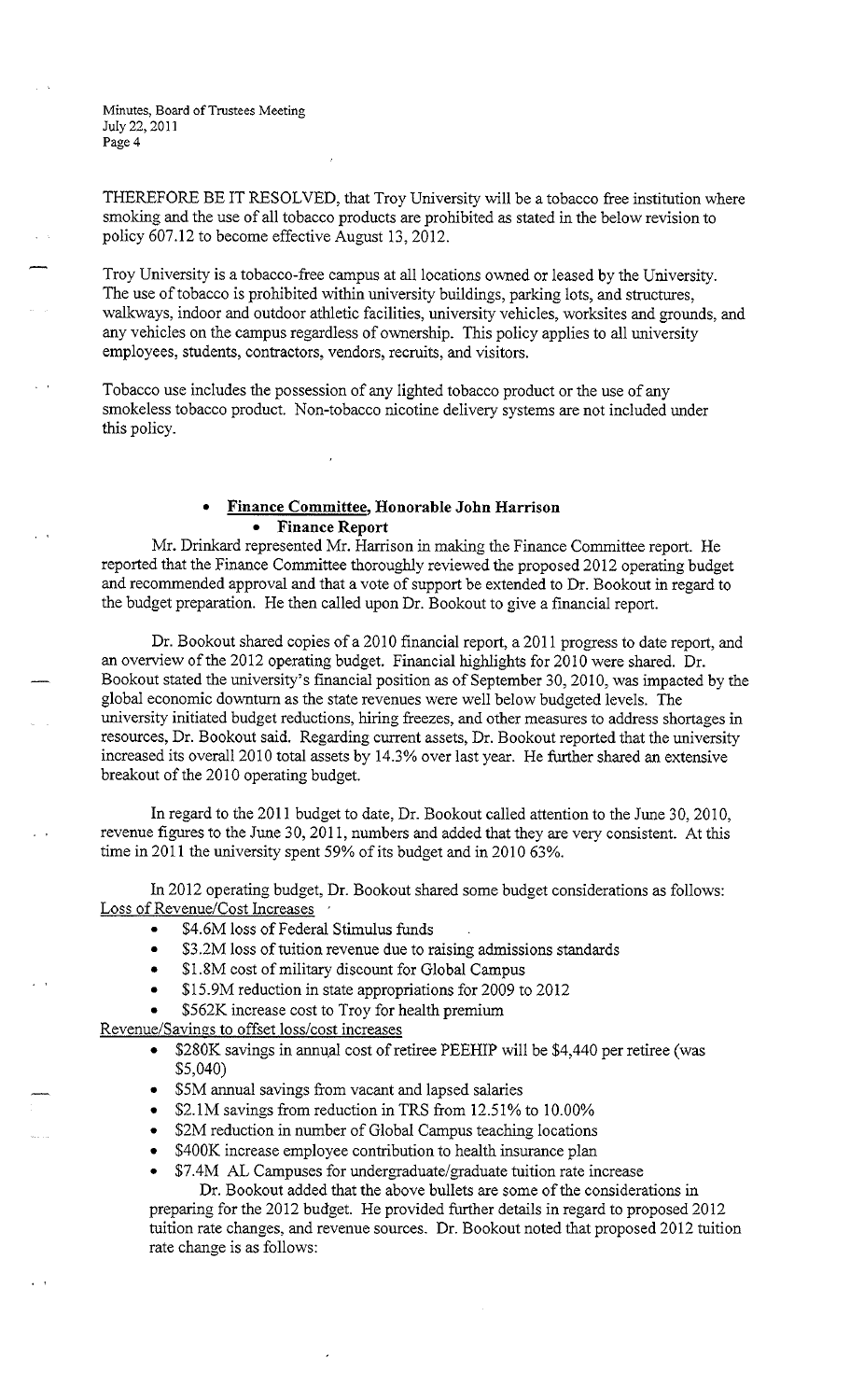THEREFORE BE IT RESOLVED, that Troy University will be a tobacco free institution where smoking and the use of all tobacco products are prohibited as stated in the below revision to policy 607.12 to become effective August 13, 2012.

Troy University is a tobacco-free campus at all locations owned or leased by the University. The use of tobacco is prohibited within university buildings, parking lots, and structures, walkways, indoor and outdoor athletic facilities, university vehicles, worksites and grounds, and any vehicles on the campus regardless of ownership. This policy applies to all university employees, students, contractors, vendors, recruits, and visitors.

Tobacco use includes the possession of any lighted tobacco product or the use of any smokeless tobacco product. Non-tobacco nicotine delivery systems are not included under this policy.

- **Finance Committee, Honorable John Harrison**
  - **Finance Report**

Mr. Drinkard represented Mr. Harrison in making the Finance Committee report. He reported that the Finance Committee thoroughly reviewed the proposed 2012 operating budget and recommended approval and that a vote of support be extended to Dr. Bookout in regard to the budget preparation. He then called upon Dr. Bookout to give a financial report.

Dr. Bookout shared copies of a 2010 financial report, a 2011 progress to date report, and an overview of the 2012 operating budget. Financial highlights for 2010 were shared. Dr. Bookout stated the university's financial position as of September 30, 2010, was impacted by the global economic downturn as the state revenues were well below budgeted levels. The university initiated budget reductions, hiring freezes, and other measures to address shortages in resources, Dr. Bookout said. Regarding current assets, Dr. Bookout reported that the university increased its overall 2010 total assets by 14.3% over last year. He further shared an extensive breakout of the 2010 operating budget.

In regard to the 2011 budget to date, Dr. Bookout called attention to the June 30, 2010, revenue figures to the June 30, 2011, numbers and added that they are very consistent. At this time in 2011 the university spent 59% of its budget and in 2010 63%.

In 2012 operating budget, Dr. Bookout shared some budget considerations as follows:

Loss of Revenue/Cost Increases

- $4.6M loss of Federal Stimulus funds
- $3.2M loss of tuition revenue due to raising admissions standards
- $1.8M cost of military discount for Global Campus
- $15.9M reduction in state appropriations for 2009 to 2012
- $562K increase cost to Troy for health premium

Revenue/Savings to offset loss/cost increases

- $280K savings in annual cost of retiree PEEHIP will be $4,440 per retiree (was $5,040)
- $5M annual savings from vacant and lapsed salaries
- $2.1M savings from reduction in TRS from 12.51% to 10.00%
- $2M reduction in number of Global Campus teaching locations
- $400K increase employee contribution to health insurance plan
- $7.4M AL Campuses for undergraduate/graduate tuition rate increase

Dr. Bookout added that the above bullets are some of the considerations in preparing for the 2012 budget. He provided further details in regard to proposed 2012 tuition rate changes, and revenue sources. Dr. Bookout noted that proposed 2012 tuition rate change is as follows: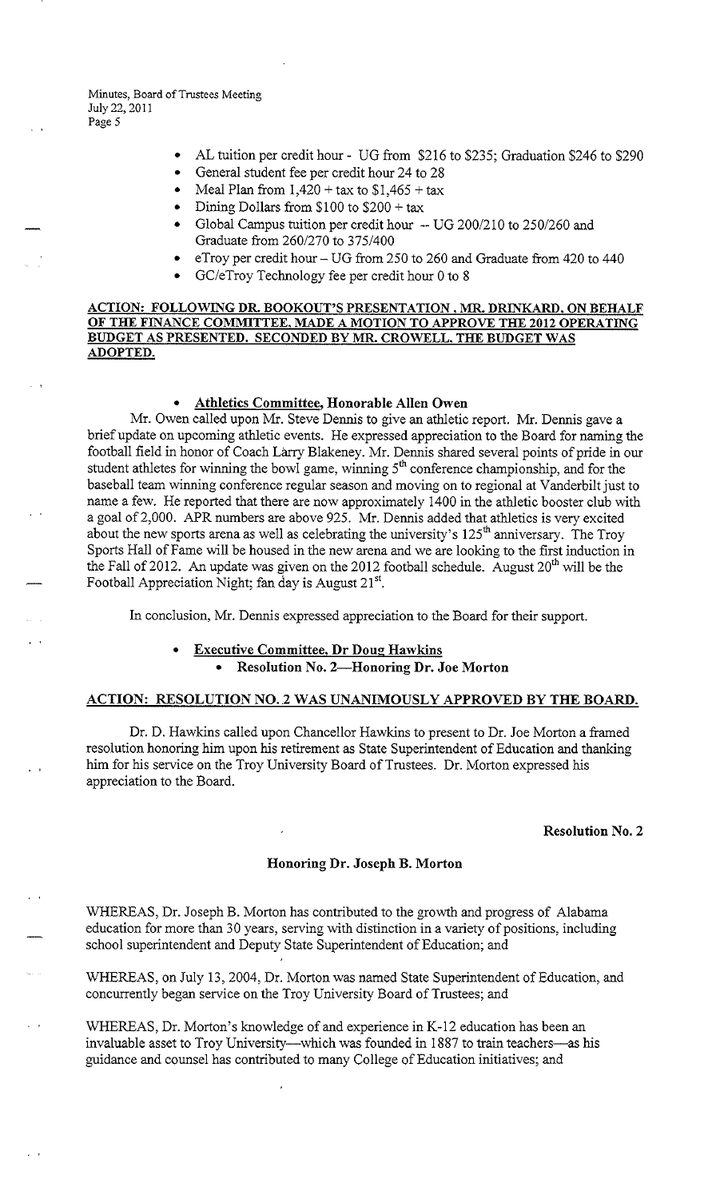- AL tuition per credit hour - UG from $216 to $235; Graduation $246 to $290
- General student fee per credit hour 24 to 28
- Meal Plan from 1,420 + tax to $1,465 + tax
- Dining Dollars from $100 to $200 + tax
- Global Campus tuition per credit hour -- UG 200/210 to 250/260 and Graduate from 260/270 to 375/400
- eTroy per credit hour – UG from 250 to 260 and Graduate from 420 to 440
- GC/eTroy Technology fee per credit hour 0 to 8

**ACTION: FOLLOWING DR. BOOKOUT'S PRESENTATION , MR. DRINKARD, ON BEHALF OF THE FINANCE COMMITTEE, MADE A MOTION TO APPROVE THE 2012 OPERATING BUDGET AS PRESENTED. SECONDED BY MR. CROWELL, THE BUDGET WAS ADOPTED.**

- **Athletics Committee, Honorable Allen Owen**

Mr. Owen called upon Mr. Steve Dennis to give an athletic report. Mr. Dennis gave a brief update on upcoming athletic events. He expressed appreciation to the Board for naming the football field in honor of Coach Larry Blakeney. Mr. Dennis shared several points of pride in our student athletes for winning the bowl game, winning 5th conference championship, and for the baseball team winning conference regular season and moving on to regional at Vanderbilt just to name a few. He reported that there are now approximately 1400 in the athletic booster club with a goal of 2,000. APR numbers are above 925. Mr. Dennis added that athletics is very excited about the new sports arena as well as celebrating the university's 125th anniversary. The Troy Sports Hall of Fame will be housed in the new arena and we are looking to the first induction in the Fall of 2012. An update was given on the 2012 football schedule. August 20th will be the Football Appreciation Night; fan day is August 21st.

In conclusion, Mr. Dennis expressed appreciation to the Board for their support.

- **Executive Committee, Dr Doug Hawkins**
  - **Resolution No. 2—Honoring Dr. Joe Morton**

**ACTION: RESOLUTION NO. 2 WAS UNANIMOUSLY APPROVED BY THE BOARD.**

Dr. D. Hawkins called upon Chancellor Hawkins to present to Dr. Joe Morton a framed resolution honoring him upon his retirement as State Superintendent of Education and thanking him for his service on the Troy University Board of Trustees. Dr. Morton expressed his appreciation to the Board.

**Resolution No. 2**

**Honoring Dr. Joseph B. Morton**

WHEREAS, Dr. Joseph B. Morton has contributed to the growth and progress of Alabama education for more than 30 years, serving with distinction in a variety of positions, including school superintendent and Deputy State Superintendent of Education; and

WHEREAS, on July 13, 2004, Dr. Morton was named State Superintendent of Education, and concurrently began service on the Troy University Board of Trustees; and

WHEREAS, Dr. Morton's knowledge of and experience in K-12 education has been an invaluable asset to Troy University—which was founded in 1887 to train teachers—as his guidance and counsel has contributed to many College of Education initiatives; and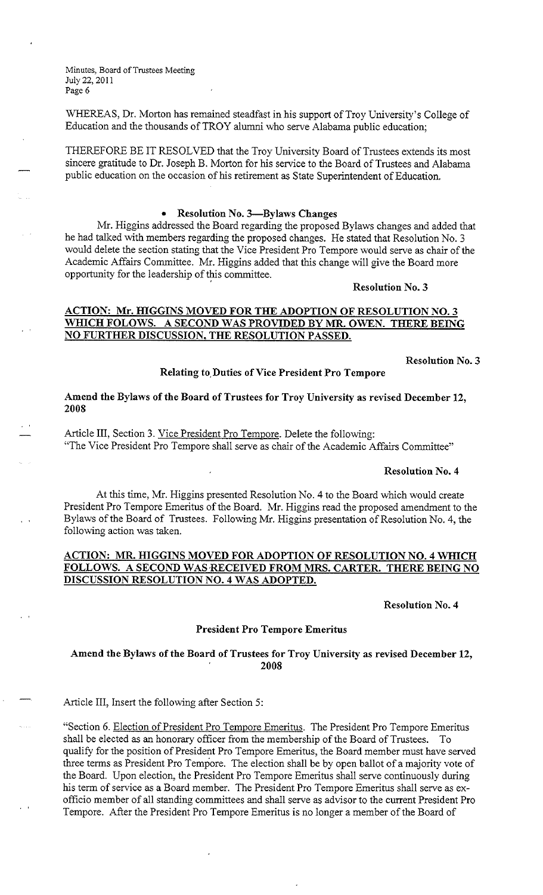WHEREAS, Dr. Morton has remained steadfast in his support of Troy University's College of Education and the thousands of TROY alumni who serve Alabama public education;

THEREFORE BE IT RESOLVED that the Troy University Board of Trustees extends its most sincere gratitude to Dr. Joseph B. Morton for his service to the Board of Trustees and Alabama public education on the occasion of his retirement as State Superintendent of Education.

- **Resolution No. 3—Bylaws Changes**

Mr. Higgins addressed the Board regarding the proposed Bylaws changes and added that he had talked with members regarding the proposed changes. He stated that Resolution No. 3 would delete the section stating that the Vice President Pro Tempore would serve as chair of the Academic Affairs Committee. Mr. Higgins added that this change will give the Board more opportunity for the leadership of this committee.

**Resolution No. 3**

**ACTION: Mr. HIGGINS MOVED FOR THE ADOPTION OF RESOLUTION NO. 3 WHICH FOLOWS. A SECOND WAS PROVIDED BY MR. OWEN. THERE BEING NO FURTHER DISCUSSION, THE RESOLUTION PASSED.**

**Resolution No. 3**

**Relating to Duties of Vice President Pro Tempore**

**Amend the Bylaws of the Board of Trustees for Troy University as revised December 12, 2008**

Article III, Section 3. Vice President Pro Tempore. Delete the following:
"The Vice President Pro Tempore shall serve as chair of the Academic Affairs Committee"

**Resolution No. 4**

At this time, Mr. Higgins presented Resolution No. 4 to the Board which would create President Pro Tempore Emeritus of the Board. Mr. Higgins read the proposed amendment to the Bylaws of the Board of Trustees. Following Mr. Higgins presentation of Resolution No. 4, the following action was taken.

**ACTION: MR. HIGGINS MOVED FOR ADOPTION OF RESOLUTION NO. 4 WHICH FOLLOWS. A SECOND WAS RECEIVED FROM MRS. CARTER. THERE BEING NO DISCUSSION RESOLUTION NO. 4 WAS ADOPTED.**

**Resolution No. 4**

**President Pro Tempore Emeritus**

**Amend the Bylaws of the Board of Trustees for Troy University as revised December 12, 2008**

Article III, Insert the following after Section 5:

"Section 6. Election of President Pro Tempore Emeritus. The President Pro Tempore Emeritus shall be elected as an honorary officer from the membership of the Board of Trustees. To qualify for the position of President Pro Tempore Emeritus, the Board member must have served three terms as President Pro Tempore. The election shall be by open ballot of a majority vote of the Board. Upon election, the President Pro Tempore Emeritus shall serve continuously during his term of service as a Board member. The President Pro Tempore Emeritus shall serve as ex-officio member of all standing committees and shall serve as advisor to the current President Pro Tempore. After the President Pro Tempore Emeritus is no longer a member of the Board of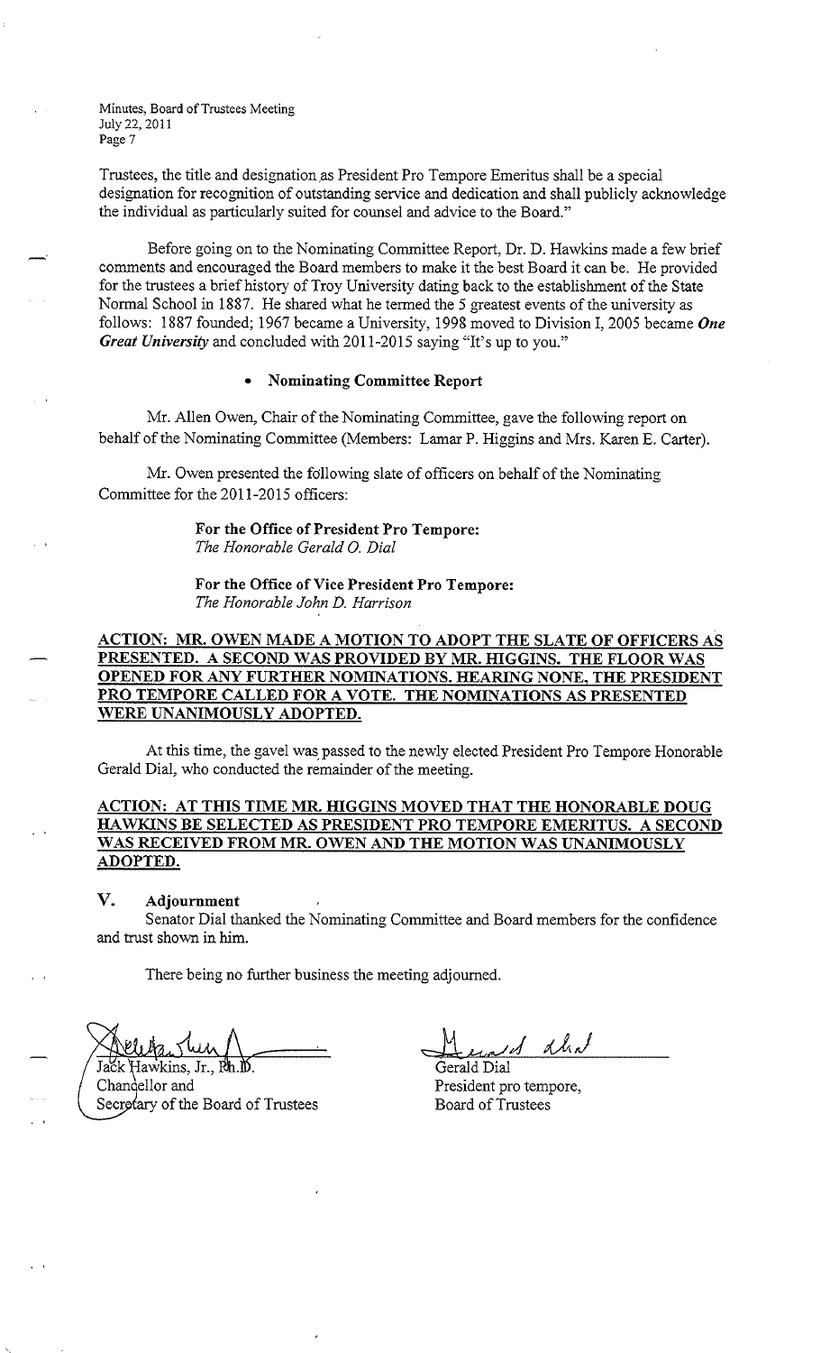Trustees, the title and designation as President Pro Tempore Emeritus shall be a special designation for recognition of outstanding service and dedication and shall publicly acknowledge the individual as particularly suited for counsel and advice to the Board."

Before going on to the Nominating Committee Report, Dr. D. Hawkins made a few brief comments and encouraged the Board members to make it the best Board it can be. He provided for the trustees a brief history of Troy University dating back to the establishment of the State Normal School in 1887. He shared what he termed the 5 greatest events of the university as follows: 1887 founded; 1967 became a University, 1998 moved to Division I, 2005 became ***One Great University*** and concluded with 2011-2015 saying "It's up to you."

- **Nominating Committee Report**

Mr. Allen Owen, Chair of the Nominating Committee, gave the following report on behalf of the Nominating Committee (Members: Lamar P. Higgins and Mrs. Karen E. Carter).

Mr. Owen presented the following slate of officers on behalf of the Nominating Committee for the 2011-2015 officers:

**For the Office of President Pro Tempore:**
*The Honorable Gerald O. Dial*

**For the Office of Vice President Pro Tempore:**
*The Honorable John D. Harrison*

**ACTION: MR. OWEN MADE A MOTION TO ADOPT THE SLATE OF OFFICERS AS PRESENTED. A SECOND WAS PROVIDED BY MR. HIGGINS. THE FLOOR WAS OPENED FOR ANY FURTHER NOMINATIONS. HEARING NONE, THE PRESIDENT PRO TEMPORE CALLED FOR A VOTE. THE NOMINATIONS AS PRESENTED WERE UNANIMOUSLY ADOPTED.**

At this time, the gavel was passed to the newly elected President Pro Tempore Honorable Gerald Dial, who conducted the remainder of the meeting.

**ACTION: AT THIS TIME MR. HIGGINS MOVED THAT THE HONORABLE DOUG HAWKINS BE SELECTED AS PRESIDENT PRO TEMPORE EMERITUS. A SECOND WAS RECEIVED FROM MR. OWEN AND THE MOTION WAS UNANIMOUSLY ADOPTED.**

## V. Adjournment

Senator Dial thanked the Nominating Committee and Board members for the confidence and trust shown in him.

There being no further business the meeting adjourned.

Jack Hawkins, Jr., Ph.D.
Chancellor and
Secretary of the Board of Trustees

Gerald Dial
President pro tempore,
Board of Trustees